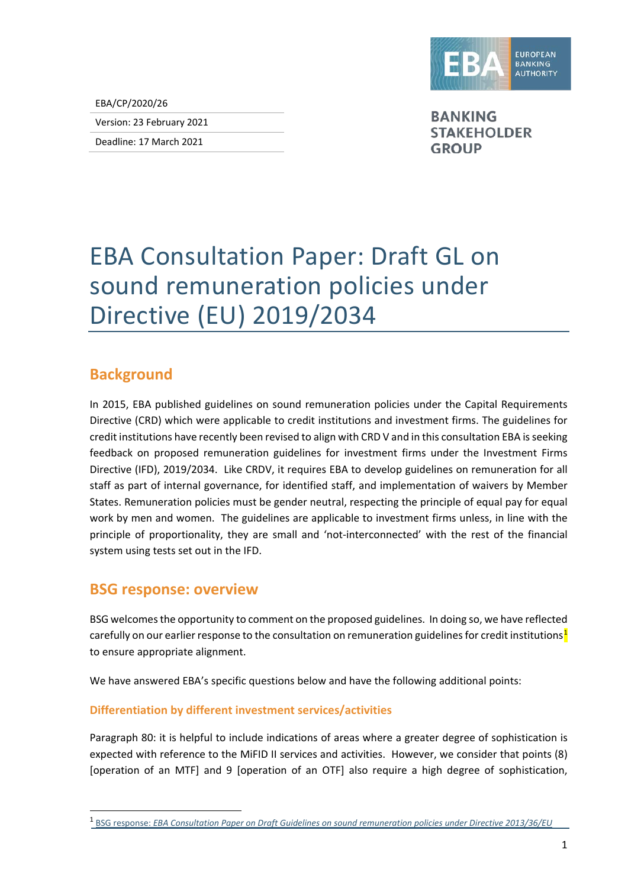EBA/CP/2020/26

Version: 23 February 2021

Deadline: 17 March 2021

EUROPEAN BANKING AUTHORITY

BANKING STAKEHOLDER GROUP

# EBA Consultation Paper: Draft GL on sound remuneration policies under Directive (EU) 2019/2034

## Background

In 2015, EBA published guidelines on sound remuneration policies under the Capital Requirements Directive (CRD) which were applicable to credit institutions and investment firms. The guidelines for credit institutions have recently been revised to align with CRD V and in this consultation EBA is seeking feedback on proposed remuneration guidelines for investment firms under the Investment Firms Directive (IFD), 2019/2034. Like CRDV, it requires EBA to develop guidelines on remuneration for all staff as part of internal governance, for identified staff, and implementation of waivers by Member States. Remuneration policies must be gender neutral, respecting the principle of equal pay for equal work by men and women. The guidelines are applicable to investment firms unless, in line with the principle of proportionality, they are small and 'not-interconnected' with the rest of the financial system using tests set out in the IFD.

## BSG response: overview

BSG welcomes the opportunity to comment on the proposed guidelines. In doing so, we have reflected carefully on our earlier response to the consultation on remuneration guidelines for credit institutions[1] to ensure appropriate alignment.

We have answered EBA's specific questions below and have the following additional points:

### Differentiation by different investment services/activities

Paragraph 80: it is helpful to include indications of areas where a greater degree of sophistication is expected with reference to the MiFID II services and activities. However, we consider that points (8) [operation of an MTF] and 9 [operation of an OTF] also require a high degree of sophistication,

[1] BSG response: *EBA Consultation Paper on Draft Guidelines on sound remuneration policies under Directive 2013/36/EU*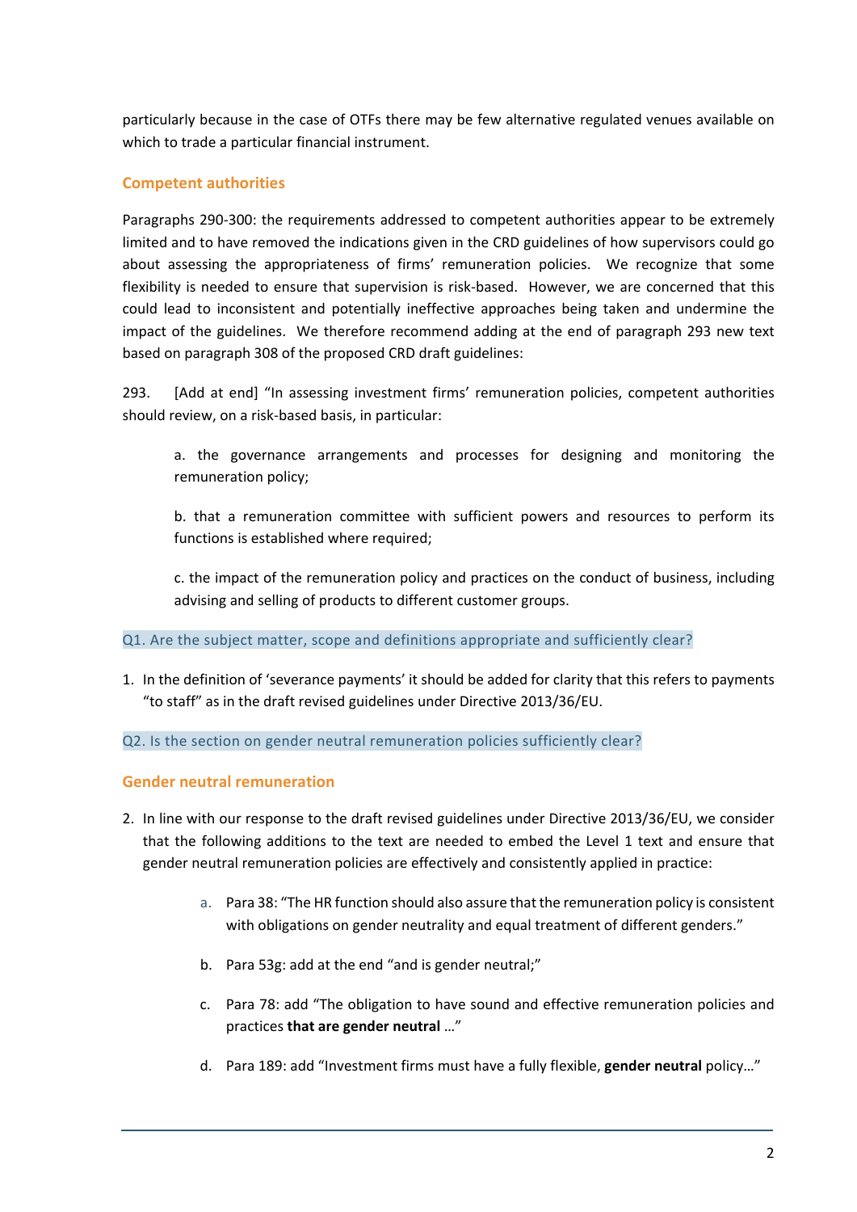particularly because in the case of OTFs there may be few alternative regulated venues available on which to trade a particular financial instrument.

### Competent authorities

Paragraphs 290-300: the requirements addressed to competent authorities appear to be extremely limited and to have removed the indications given in the CRD guidelines of how supervisors could go about assessing the appropriateness of firms' remuneration policies. We recognize that some flexibility is needed to ensure that supervision is risk-based. However, we are concerned that this could lead to inconsistent and potentially ineffective approaches being taken and undermine the impact of the guidelines. We therefore recommend adding at the end of paragraph 293 new text based on paragraph 308 of the proposed CRD draft guidelines:

293. [Add at end] "In assessing investment firms' remuneration policies, competent authorities should review, on a risk-based basis, in particular:

> a. the governance arrangements and processes for designing and monitoring the remuneration policy;
>
> b. that a remuneration committee with sufficient powers and resources to perform its functions is established where required;
>
> c. the impact of the remuneration policy and practices on the conduct of business, including advising and selling of products to different customer groups.

#### Q1. Are the subject matter, scope and definitions appropriate and sufficiently clear?

1. In the definition of 'severance payments' it should be added for clarity that this refers to payments "to staff" as in the draft revised guidelines under Directive 2013/36/EU.

#### Q2. Is the section on gender neutral remuneration policies sufficiently clear?

### Gender neutral remuneration

2. In line with our response to the draft revised guidelines under Directive 2013/36/EU, we consider that the following additions to the text are needed to embed the Level 1 text and ensure that gender neutral remuneration policies are effectively and consistently applied in practice:

    a. Para 38: "The HR function should also assure that the remuneration policy is consistent with obligations on gender neutrality and equal treatment of different genders."

    b. Para 53g: add at the end "and is gender neutral;"

    c. Para 78: add "The obligation to have sound and effective remuneration policies and practices **that are gender neutral** …"

    d. Para 189: add "Investment firms must have a fully flexible, **gender neutral** policy…"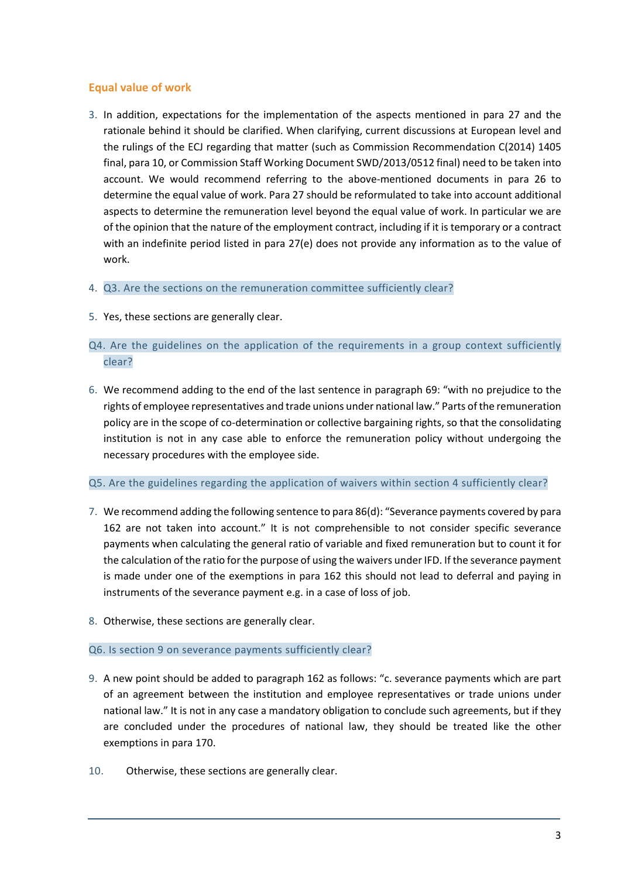## Equal value of work

3. In addition, expectations for the implementation of the aspects mentioned in para 27 and the rationale behind it should be clarified. When clarifying, current discussions at European level and the rulings of the ECJ regarding that matter (such as Commission Recommendation C(2014) 1405 final, para 10, or Commission Staff Working Document SWD/2013/0512 final) need to be taken into account. We would recommend referring to the above-mentioned documents in para 26 to determine the equal value of work. Para 27 should be reformulated to take into account additional aspects to determine the remuneration level beyond the equal value of work. In particular we are of the opinion that the nature of the employment contract, including if it is temporary or a contract with an indefinite period listed in para 27(e) does not provide any information as to the value of work.

4. Q3. Are the sections on the remuneration committee sufficiently clear?

5. Yes, these sections are generally clear.

Q4. Are the guidelines on the application of the requirements in a group context sufficiently clear?

6. We recommend adding to the end of the last sentence in paragraph 69: "with no prejudice to the rights of employee representatives and trade unions under national law." Parts of the remuneration policy are in the scope of co-determination or collective bargaining rights, so that the consolidating institution is not in any case able to enforce the remuneration policy without undergoing the necessary procedures with the employee side.

Q5. Are the guidelines regarding the application of waivers within section 4 sufficiently clear?

7. We recommend adding the following sentence to para 86(d): "Severance payments covered by para 162 are not taken into account." It is not comprehensible to not consider specific severance payments when calculating the general ratio of variable and fixed remuneration but to count it for the calculation of the ratio for the purpose of using the waivers under IFD. If the severance payment is made under one of the exemptions in para 162 this should not lead to deferral and paying in instruments of the severance payment e.g. in a case of loss of job.

8. Otherwise, these sections are generally clear.

Q6. Is section 9 on severance payments sufficiently clear?

9. A new point should be added to paragraph 162 as follows: "c. severance payments which are part of an agreement between the institution and employee representatives or trade unions under national law." It is not in any case a mandatory obligation to conclude such agreements, but if they are concluded under the procedures of national law, they should be treated like the other exemptions in para 170.

10. Otherwise, these sections are generally clear.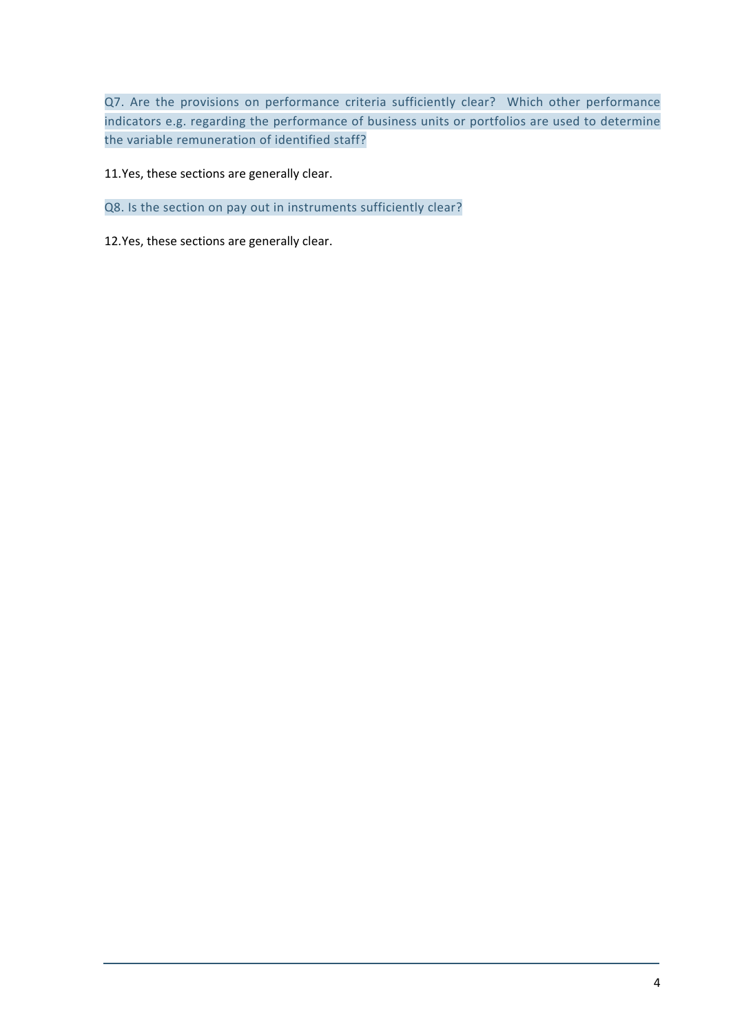Q7. Are the provisions on performance criteria sufficiently clear? Which other performance indicators e.g. regarding the performance of business units or portfolios are used to determine the variable remuneration of identified staff?

11. Yes, these sections are generally clear.

Q8. Is the section on pay out in instruments sufficiently clear?

12. Yes, these sections are generally clear.